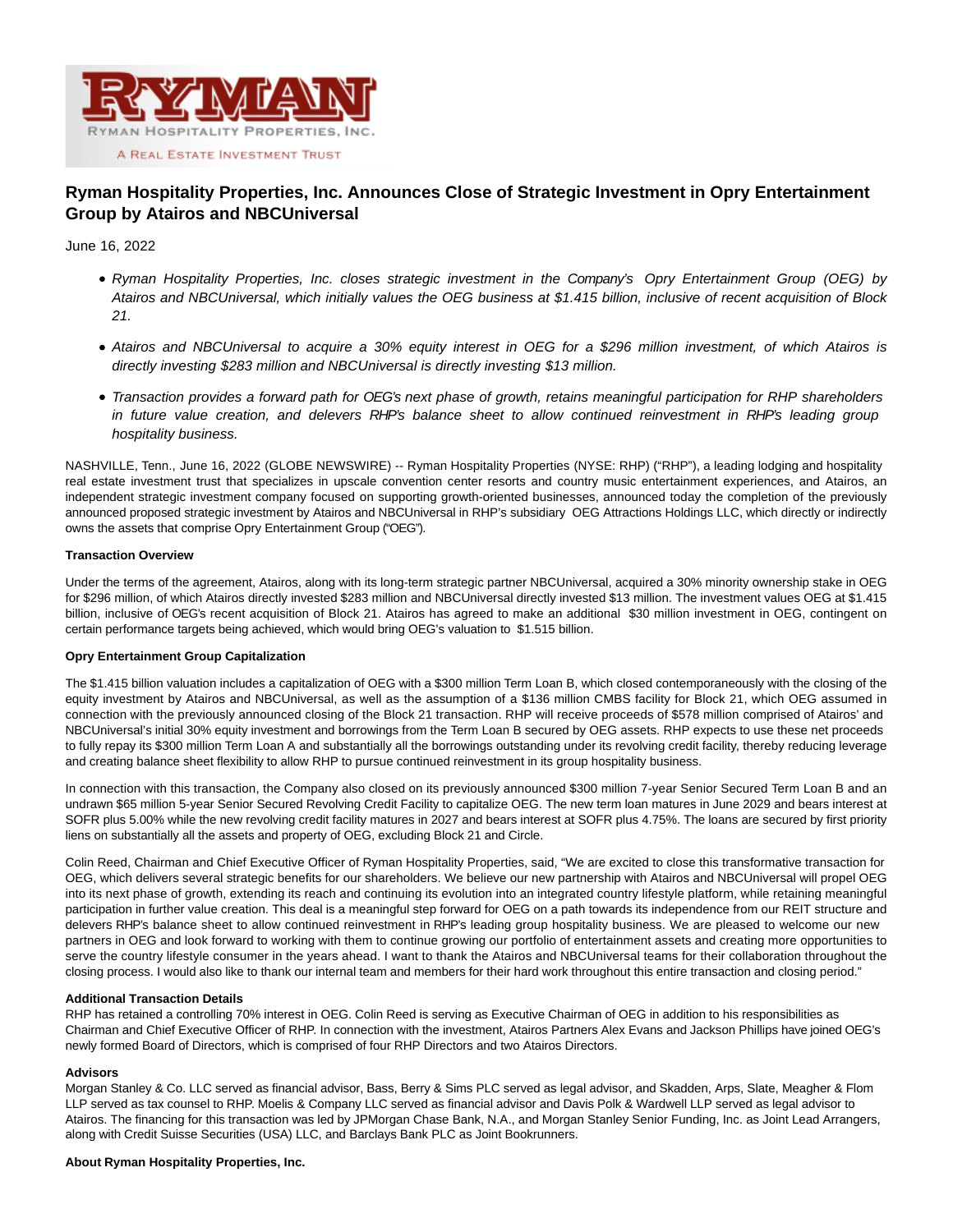# Ryman Hospitality Properties, Inc. Announces Close of Strategic Investment in Opry Entertainment Group by Atairos and NBCUniversal

June 16, 2022

- *Ryman Hospitality Properties, Inc. closes strategic investment in the Company's Opry Entertainment Group (OEG) by Atairos and NBCUniversal, which initially values the OEG business at $1.415 billion, inclusive of recent acquisition of Block 21.*
- *Atairos and NBCUniversal to acquire a 30% equity interest in OEG for a $296 million investment, of which Atairos is directly investing $283 million and NBCUniversal is directly investing $13 million.*
- *Transaction provides a forward path for OEG's next phase of growth, retains meaningful participation for RHP shareholders in future value creation, and delevers RHP's balance sheet to allow continued reinvestment in RHP's leading group hospitality business.*

NASHVILLE, Tenn., June 16, 2022 (GLOBE NEWSWIRE) -- Ryman Hospitality Properties (NYSE: RHP) ("RHP"), a leading lodging and hospitality real estate investment trust that specializes in upscale convention center resorts and country music entertainment experiences, and Atairos, an independent strategic investment company focused on supporting growth-oriented businesses, announced today the completion of the previously announced proposed strategic investment by Atairos and NBCUniversal in RHP's subsidiary OEG Attractions Holdings LLC, which directly or indirectly owns the assets that comprise Opry Entertainment Group ("OEG").

**Transaction Overview**

Under the terms of the agreement, Atairos, along with its long-term strategic partner NBCUniversal, acquired a 30% minority ownership stake in OEG for $296 million, of which Atairos directly invested $283 million and NBCUniversal directly invested $13 million. The investment values OEG at $1.415 billion, inclusive of OEG's recent acquisition of Block 21. Atairos has agreed to make an additional $30 million investment in OEG, contingent on certain performance targets being achieved, which would bring OEG's valuation to $1.515 billion.

**Opry Entertainment Group Capitalization**

The $1.415 billion valuation includes a capitalization of OEG with a $300 million Term Loan B, which closed contemporaneously with the closing of the equity investment by Atairos and NBCUniversal, as well as the assumption of a $136 million CMBS facility for Block 21, which OEG assumed in connection with the previously announced closing of the Block 21 transaction. RHP will receive proceeds of $578 million comprised of Atairos' and NBCUniversal's initial 30% equity investment and borrowings from the Term Loan B secured by OEG assets. RHP expects to use these net proceeds to fully repay its $300 million Term Loan A and substantially all the borrowings outstanding under its revolving credit facility, thereby reducing leverage and creating balance sheet flexibility to allow RHP to pursue continued reinvestment in its group hospitality business.

In connection with this transaction, the Company also closed on its previously announced $300 million 7-year Senior Secured Term Loan B and an undrawn $65 million 5-year Senior Secured Revolving Credit Facility to capitalize OEG. The new term loan matures in June 2029 and bears interest at SOFR plus 5.00% while the new revolving credit facility matures in 2027 and bears interest at SOFR plus 4.75%. The loans are secured by first priority liens on substantially all the assets and property of OEG, excluding Block 21 and Circle.

Colin Reed, Chairman and Chief Executive Officer of Ryman Hospitality Properties, said, "We are excited to close this transformative transaction for OEG, which delivers several strategic benefits for our shareholders. We believe our new partnership with Atairos and NBCUniversal will propel OEG into its next phase of growth, extending its reach and continuing its evolution into an integrated country lifestyle platform, while retaining meaningful participation in further value creation. This deal is a meaningful step forward for OEG on a path towards its independence from our REIT structure and delevers RHP's balance sheet to allow continued reinvestment in RHP's leading group hospitality business. We are pleased to welcome our new partners in OEG and look forward to working with them to continue growing our portfolio of entertainment assets and creating more opportunities to serve the country lifestyle consumer in the years ahead. I want to thank the Atairos and NBCUniversal teams for their collaboration throughout the closing process. I would also like to thank our internal team and members for their hard work throughout this entire transaction and closing period."

**Additional Transaction Details**

RHP has retained a controlling 70% interest in OEG. Colin Reed is serving as Executive Chairman of OEG in addition to his responsibilities as Chairman and Chief Executive Officer of RHP. In connection with the investment, Atairos Partners Alex Evans and Jackson Phillips have joined OEG's newly formed Board of Directors, which is comprised of four RHP Directors and two Atairos Directors.

**Advisors**

Morgan Stanley & Co. LLC served as financial advisor, Bass, Berry & Sims PLC served as legal advisor, and Skadden, Arps, Slate, Meagher & Flom LLP served as tax counsel to RHP. Moelis & Company LLC served as financial advisor and Davis Polk & Wardwell LLP served as legal advisor to Atairos. The financing for this transaction was led by JPMorgan Chase Bank, N.A., and Morgan Stanley Senior Funding, Inc. as Joint Lead Arrangers, along with Credit Suisse Securities (USA) LLC, and Barclays Bank PLC as Joint Bookrunners.

**About Ryman Hospitality Properties, Inc.**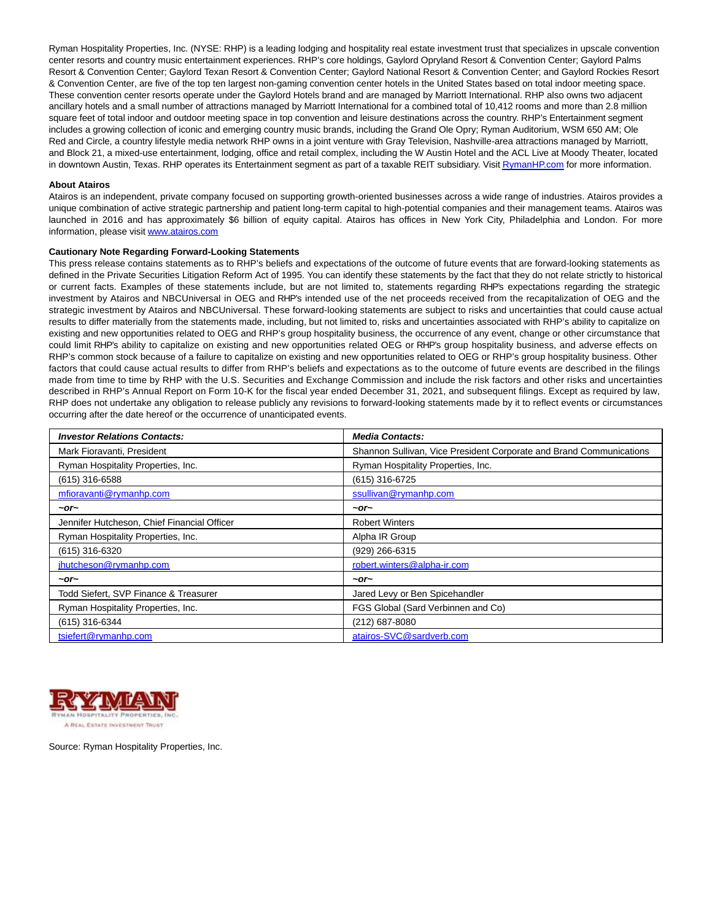Ryman Hospitality Properties, Inc. (NYSE: RHP) is a leading lodging and hospitality real estate investment trust that specializes in upscale convention center resorts and country music entertainment experiences. RHP's core holdings, Gaylord Opryland Resort & Convention Center; Gaylord Palms Resort & Convention Center; Gaylord Texan Resort & Convention Center; Gaylord National Resort & Convention Center; and Gaylord Rockies Resort & Convention Center, are five of the top ten largest non-gaming convention center hotels in the United States based on total indoor meeting space. These convention center resorts operate under the Gaylord Hotels brand and are managed by Marriott International. RHP also owns two adjacent ancillary hotels and a small number of attractions managed by Marriott International for a combined total of 10,412 rooms and more than 2.8 million square feet of total indoor and outdoor meeting space in top convention and leisure destinations across the country. RHP's Entertainment segment includes a growing collection of iconic and emerging country music brands, including the Grand Ole Opry; Ryman Auditorium, WSM 650 AM; Ole Red and Circle, a country lifestyle media network RHP owns in a joint venture with Gray Television, Nashville-area attractions managed by Marriott, and Block 21, a mixed-use entertainment, lodging, office and retail complex, including the W Austin Hotel and the ACL Live at Moody Theater, located in downtown Austin, Texas. RHP operates its Entertainment segment as part of a taxable REIT subsidiary. Visit RymanHP.com for more information.

**About Atairos**

Atairos is an independent, private company focused on supporting growth-oriented businesses across a wide range of industries. Atairos provides a unique combination of active strategic partnership and patient long-term capital to high-potential companies and their management teams. Atairos was launched in 2016 and has approximately $6 billion of equity capital. Atairos has offices in New York City, Philadelphia and London. For more information, please visit www.atairos.com

**Cautionary Note Regarding Forward-Looking Statements**

This press release contains statements as to RHP's beliefs and expectations of the outcome of future events that are forward-looking statements as defined in the Private Securities Litigation Reform Act of 1995. You can identify these statements by the fact that they do not relate strictly to historical or current facts. Examples of these statements include, but are not limited to, statements regarding RHP's expectations regarding the strategic investment by Atairos and NBCUniversal in OEG and RHP's intended use of the net proceeds received from the recapitalization of OEG and the strategic investment by Atairos and NBCUniversal. These forward-looking statements are subject to risks and uncertainties that could cause actual results to differ materially from the statements made, including, but not limited to, risks and uncertainties associated with RHP's ability to capitalize on existing and new opportunities related to OEG and RHP's group hospitality business, the occurrence of any event, change or other circumstance that could limit RHP's ability to capitalize on existing and new opportunities related OEG or RHP's group hospitality business, and adverse effects on RHP's common stock because of a failure to capitalize on existing and new opportunities related to OEG or RHP's group hospitality business. Other factors that could cause actual results to differ from RHP's beliefs and expectations as to the outcome of future events are described in the filings made from time to time by RHP with the U.S. Securities and Exchange Commission and include the risk factors and other risks and uncertainties described in RHP's Annual Report on Form 10-K for the fiscal year ended December 31, 2021, and subsequent filings. Except as required by law, RHP does not undertake any obligation to release publicly any revisions to forward-looking statements made by it to reflect events or circumstances occurring after the date hereof or the occurrence of unanticipated events.

| ***Investor Relations Contacts:*** | ***Media Contacts:*** |
|---|---|
| Mark Fioravanti, President | Shannon Sullivan, Vice President Corporate and Brand Communications |
| Ryman Hospitality Properties, Inc. | Ryman Hospitality Properties, Inc. |
| (615) 316-6588 | (615) 316-6725 |
| mfioravanti@rymanhp.com | ssullivan@rymanhp.com |
| ***~or~*** | ***~or~*** |
| Jennifer Hutcheson, Chief Financial Officer | Robert Winters |
| Ryman Hospitality Properties, Inc. | Alpha IR Group |
| (615) 316-6320 | (929) 266-6315 |
| jhutcheson@rymanhp.com | robert.winters@alpha-ir.com |
| ***~or~*** | ***~or~*** |
| Todd Siefert, SVP Finance & Treasurer | Jared Levy or Ben Spicehandler |
| Ryman Hospitality Properties, Inc. | FGS Global (Sard Verbinnen and Co) |
| (615) 316-6344 | (212) 687-8080 |
| tsiefert@rymanhp.com | atairos-SVC@sardverb.com |

RYMAN
RYMAN HOSPITALITY PROPERTIES, INC.
A REAL ESTATE INVESTMENT TRUST

Source: Ryman Hospitality Properties, Inc.